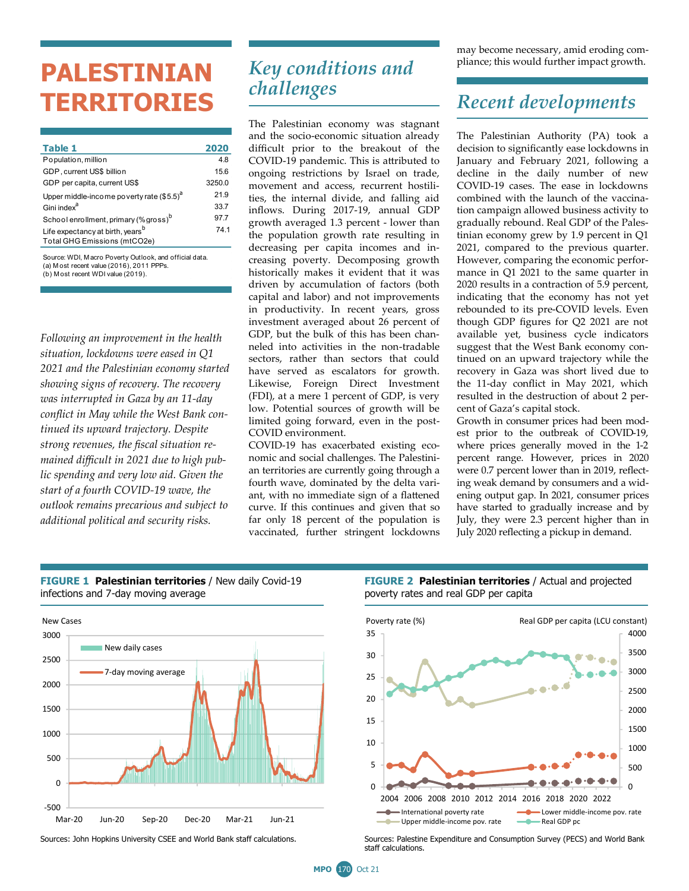# PALESTINIAN TERRITORIES

| Table 1 | 2020 |
|---|---|
| Population, million | 4.8 |
| GDP, current US$ billion | 15.6 |
| GDP per capita, current US$ | 3250.0 |
| Upper middle-income poverty rate ($5.5)[a] | 21.9 |
| Gini index[a] | 33.7 |
| School enrollment, primary (% gross)[b] | 97.7 |
| Life expectancy at birth, years[b] | 74.1 |
| Total GHG Emissions (mtCO2e) | |

Source: WDI, Macro Poverty Outlook, and official data.
(a) Most recent value (2016), 2011 PPPs.
(b) Most recent WDI value (2019).

*Following an improvement in the health situation, lockdowns were eased in Q1 2021 and the Palestinian economy started showing signs of recovery. The recovery was interrupted in Gaza by an 11-day conflict in May while the West Bank continued its upward trajectory. Despite strong revenues, the fiscal situation remained difficult in 2021 due to high public spending and very low aid. Given the start of a fourth COVID-19 wave, the outlook remains precarious and subject to additional political and security risks.*

## Key conditions and challenges

The Palestinian economy was stagnant and the socio-economic situation already difficult prior to the breakout of the COVID-19 pandemic. This is attributed to ongoing restrictions by Israel on trade, movement and access, recurrent hostilities, the internal divide, and falling aid inflows. During 2017-19, annual GDP growth averaged 1.3 percent - lower than the population growth rate resulting in decreasing per capita incomes and increasing poverty. Decomposing growth historically makes it evident that it was driven by accumulation of factors (both capital and labor) and not improvements in productivity. In recent years, gross investment averaged about 26 percent of GDP, but the bulk of this has been channeled into activities in the non-tradable sectors, rather than sectors that could have served as escalators for growth. Likewise, Foreign Direct Investment (FDI), at a mere 1 percent of GDP, is very low. Potential sources of growth will be limited going forward, even in the post-COVID environment.

COVID-19 has exacerbated existing economic and social challenges. The Palestinian territories are currently going through a fourth wave, dominated by the delta variant, with no immediate sign of a flattened curve. If this continues and given that so far only 18 percent of the population is vaccinated, further stringent lockdowns may become necessary, amid eroding compliance; this would further impact growth.

## Recent developments

The Palestinian Authority (PA) took a decision to significantly ease lockdowns in January and February 2021, following a decline in the daily number of new COVID-19 cases. The ease in lockdowns combined with the launch of the vaccination campaign allowed business activity to gradually rebound. Real GDP of the Palestinian economy grew by 1.9 percent in Q1 2021, compared to the previous quarter. However, comparing the economic performance in Q1 2021 to the same quarter in 2020 results in a contraction of 5.9 percent, indicating that the economy has not yet rebounded to its pre-COVID levels. Even though GDP figures for Q2 2021 are not available yet, business cycle indicators suggest that the West Bank economy continued on an upward trajectory while the recovery in Gaza was short lived due to the 11-day conflict in May 2021, which resulted in the destruction of about 2 percent of Gaza's capital stock.

Growth in consumer prices had been modest prior to the outbreak of COVID-19, where prices generally moved in the 1-2 percent range. However, prices in 2020 were 0.7 percent lower than in 2019, reflecting weak demand by consumers and a widening output gap. In 2021, consumer prices have started to gradually increase and by July, they were 2.3 percent higher than in July 2020 reflecting a pickup in demand.

**FIGURE 1 Palestinian territories** / New daily Covid-19 infections and 7-day moving average

Sources: John Hopkins University CSEE and World Bank staff calculations.

**FIGURE 2 Palestinian territories** / Actual and projected poverty rates and real GDP per capita

Sources: Palestine Expenditure and Consumption Survey (PECS) and World Bank staff calculations.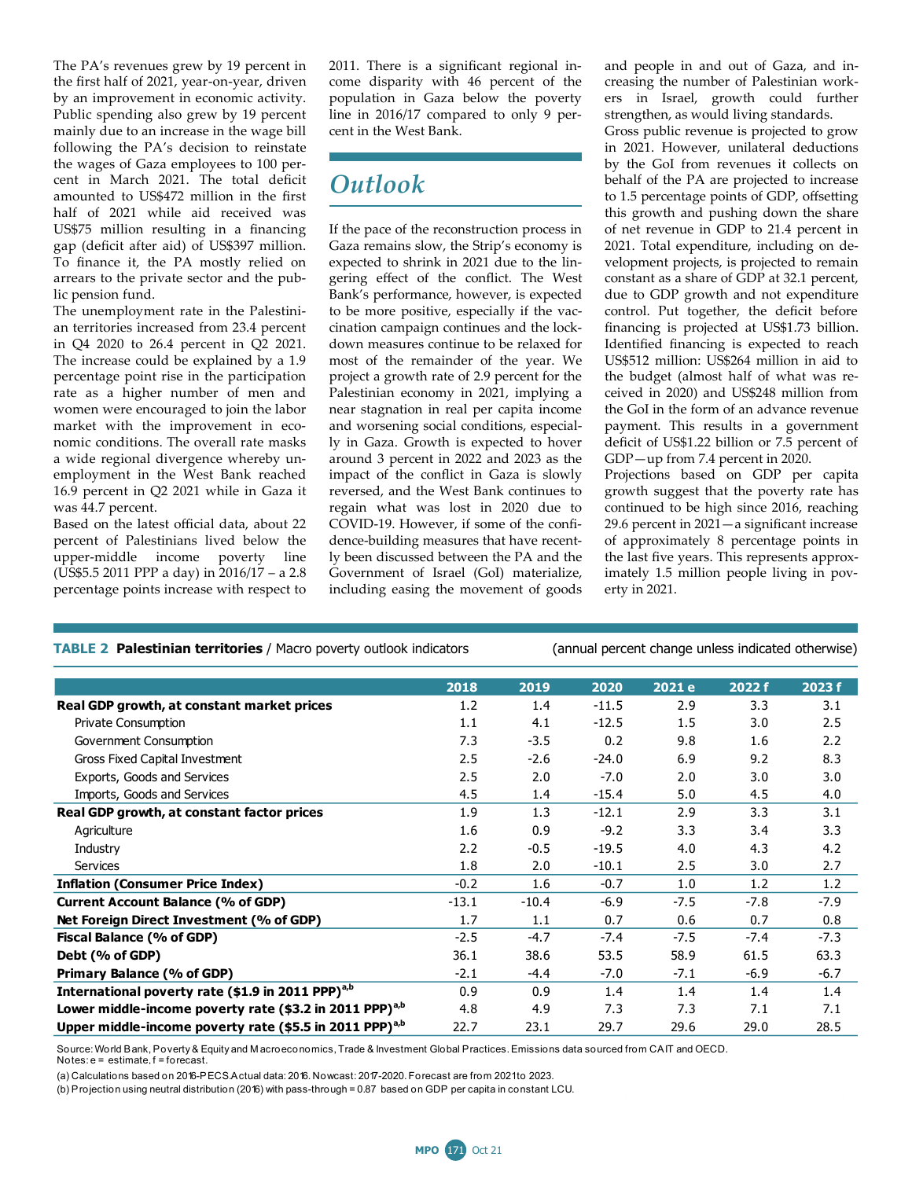The PA's revenues grew by 19 percent in the first half of 2021, year-on-year, driven by an improvement in economic activity. Public spending also grew by 19 percent mainly due to an increase in the wage bill following the PA's decision to reinstate the wages of Gaza employees to 100 percent in March 2021. The total deficit amounted to US$472 million in the first half of 2021 while aid received was US$75 million resulting in a financing gap (deficit after aid) of US$397 million. To finance it, the PA mostly relied on arrears to the private sector and the public pension fund.

The unemployment rate in the Palestinian territories increased from 23.4 percent in Q4 2020 to 26.4 percent in Q2 2021. The increase could be explained by a 1.9 percentage point rise in the participation rate as a higher number of men and women were encouraged to join the labor market with the improvement in economic conditions. The overall rate masks a wide regional divergence whereby unemployment in the West Bank reached 16.9 percent in Q2 2021 while in Gaza it was 44.7 percent.

Based on the latest official data, about 22 percent of Palestinians lived below the upper-middle income poverty line (US$5.5 2011 PPP a day) in 2016/17 – a 2.8 percentage points increase with respect to 2011. There is a significant regional income disparity with 46 percent of the population in Gaza below the poverty line in 2016/17 compared to only 9 percent in the West Bank.

## Outlook

If the pace of the reconstruction process in Gaza remains slow, the Strip's economy is expected to shrink in 2021 due to the lingering effect of the conflict. The West Bank's performance, however, is expected to be more positive, especially if the vaccination campaign continues and the lockdown measures continue to be relaxed for most of the remainder of the year. We project a growth rate of 2.9 percent for the Palestinian economy in 2021, implying a near stagnation in real per capita income and worsening social conditions, especially in Gaza. Growth is expected to hover around 3 percent in 2022 and 2023 as the impact of the conflict in Gaza is slowly reversed, and the West Bank continues to regain what was lost in 2020 due to COVID-19. However, if some of the confidence-building measures that have recently been discussed between the PA and the Government of Israel (GoI) materialize, including easing the movement of goods and people in and out of Gaza, and increasing the number of Palestinian workers in Israel, growth could further strengthen, as would living standards.

Gross public revenue is projected to grow in 2021. However, unilateral deductions by the GoI from revenues it collects on behalf of the PA are projected to increase to 1.5 percentage points of GDP, offsetting this growth and pushing down the share of net revenue in GDP to 21.4 percent in 2021. Total expenditure, including on development projects, is projected to remain constant as a share of GDP at 32.1 percent, due to GDP growth and not expenditure control. Put together, the deficit before financing is projected at US$1.73 billion. Identified financing is expected to reach US$512 million: US$264 million in aid to the budget (almost half of what was received in 2020) and US$248 million from the GoI in the form of an advance revenue payment. This results in a government deficit of US$1.22 billion or 7.5 percent of GDP—up from 7.4 percent in 2020.

Projections based on GDP per capita growth suggest that the poverty rate has continued to be high since 2016, reaching 29.6 percent in 2021—a significant increase of approximately 8 percentage points in the last five years. This represents approximately 1.5 million people living in poverty in 2021.

**TABLE 2 Palestinian territories** / Macro poverty outlook indicators (annual percent change unless indicated otherwise)

| | 2018 | 2019 | 2020 | 2021 e | 2022 f | 2023 f |
|---|---|---|---|---|---|---|
| **Real GDP growth, at constant market prices** | 1.2 | 1.4 | -11.5 | 2.9 | 3.3 | 3.1 |
| Private Consumption | 1.1 | 4.1 | -12.5 | 1.5 | 3.0 | 2.5 |
| Government Consumption | 7.3 | -3.5 | 0.2 | 9.8 | 1.6 | 2.2 |
| Gross Fixed Capital Investment | 2.5 | -2.6 | -24.0 | 6.9 | 9.2 | 8.3 |
| Exports, Goods and Services | 2.5 | 2.0 | -7.0 | 2.0 | 3.0 | 3.0 |
| Imports, Goods and Services | 4.5 | 1.4 | -15.4 | 5.0 | 4.5 | 4.0 |
| **Real GDP growth, at constant factor prices** | 1.9 | 1.3 | -12.1 | 2.9 | 3.3 | 3.1 |
| Agriculture | 1.6 | 0.9 | -9.2 | 3.3 | 3.4 | 3.3 |
| Industry | 2.2 | -0.5 | -19.5 | 4.0 | 4.3 | 4.2 |
| Services | 1.8 | 2.0 | -10.1 | 2.5 | 3.0 | 2.7 |
| **Inflation (Consumer Price Index)** | -0.2 | 1.6 | -0.7 | 1.0 | 1.2 | 1.2 |
| **Current Account Balance (% of GDP)** | -13.1 | -10.4 | -6.9 | -7.5 | -7.8 | -7.9 |
| **Net Foreign Direct Investment (% of GDP)** | 1.7 | 1.1 | 0.7 | 0.6 | 0.7 | 0.8 |
| **Fiscal Balance (% of GDP)** | -2.5 | -4.7 | -7.4 | -7.5 | -7.4 | -7.3 |
| **Debt (% of GDP)** | 36.1 | 38.6 | 53.5 | 58.9 | 61.5 | 63.3 |
| **Primary Balance (% of GDP)** | -2.1 | -4.4 | -7.0 | -7.1 | -6.9 | -6.7 |
| **International poverty rate ($1.9 in 2011 PPP)[a,b]** | 0.9 | 0.9 | 1.4 | 1.4 | 1.4 | 1.4 |
| **Lower middle-income poverty rate ($3.2 in 2011 PPP)[a,b]** | 4.8 | 4.9 | 7.3 | 7.3 | 7.1 | 7.1 |
| **Upper middle-income poverty rate ($5.5 in 2011 PPP)[a,b]** | 22.7 | 23.1 | 29.7 | 29.6 | 29.0 | 28.5 |

Source: World Bank, Poverty & Equity and Macroeconomics, Trade & Investment Global Practices. Emissions data sourced from CAIT and OECD.
Notes: e = estimate, f = forecast.

(a) Calculations based on 2016-PECS. Actual data: 2016. Nowcast: 2017-2020. Forecast are from 2021 to 2023.
(b) Projection using neutral distribution (2016) with pass-through = 0.87 based on GDP per capita in constant LCU.